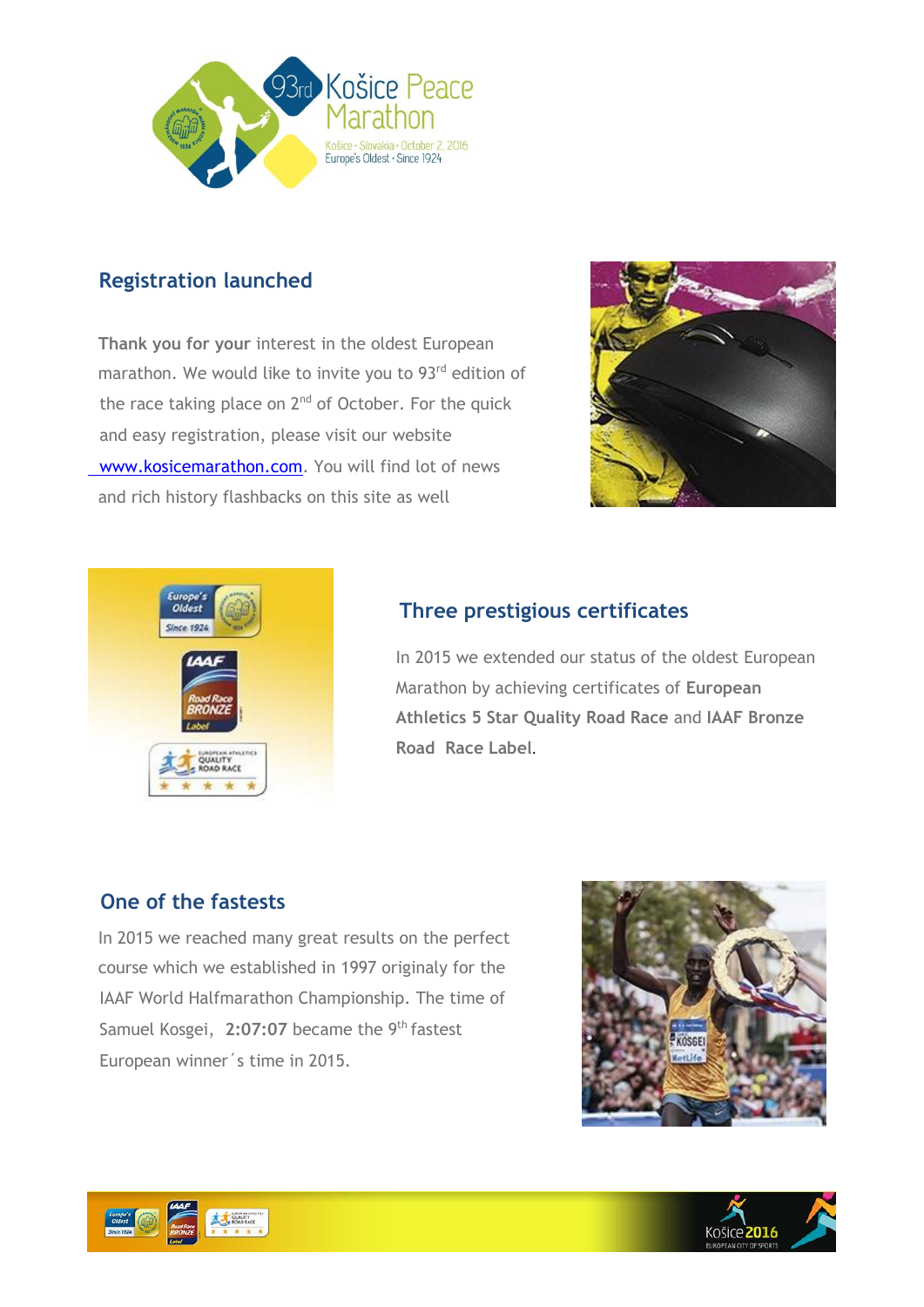## Registration launched

**Thank you for your** interest in the oldest European marathon. We would like to invite you to 93rd edition of the race taking place on 2nd of October. For the quick and easy registration, please visit our website www.kosicemarathon.com. You will find lot of news and rich history flashbacks on this site as well

## Three prestigious certificates

In 2015 we extended our status of the oldest European Marathon by achieving certificates of **European Athletics 5 Star Quality Road Race** and **IAAF Bronze Road Race Label**.

## One of the fastests

In 2015 we reached many great results on the perfect course which we established in 1997 originaly for the IAAF World Halfmarathon Championship. The time of Samuel Kosgei, **2:07:07** became the 9th fastest European winner´s time in 2015.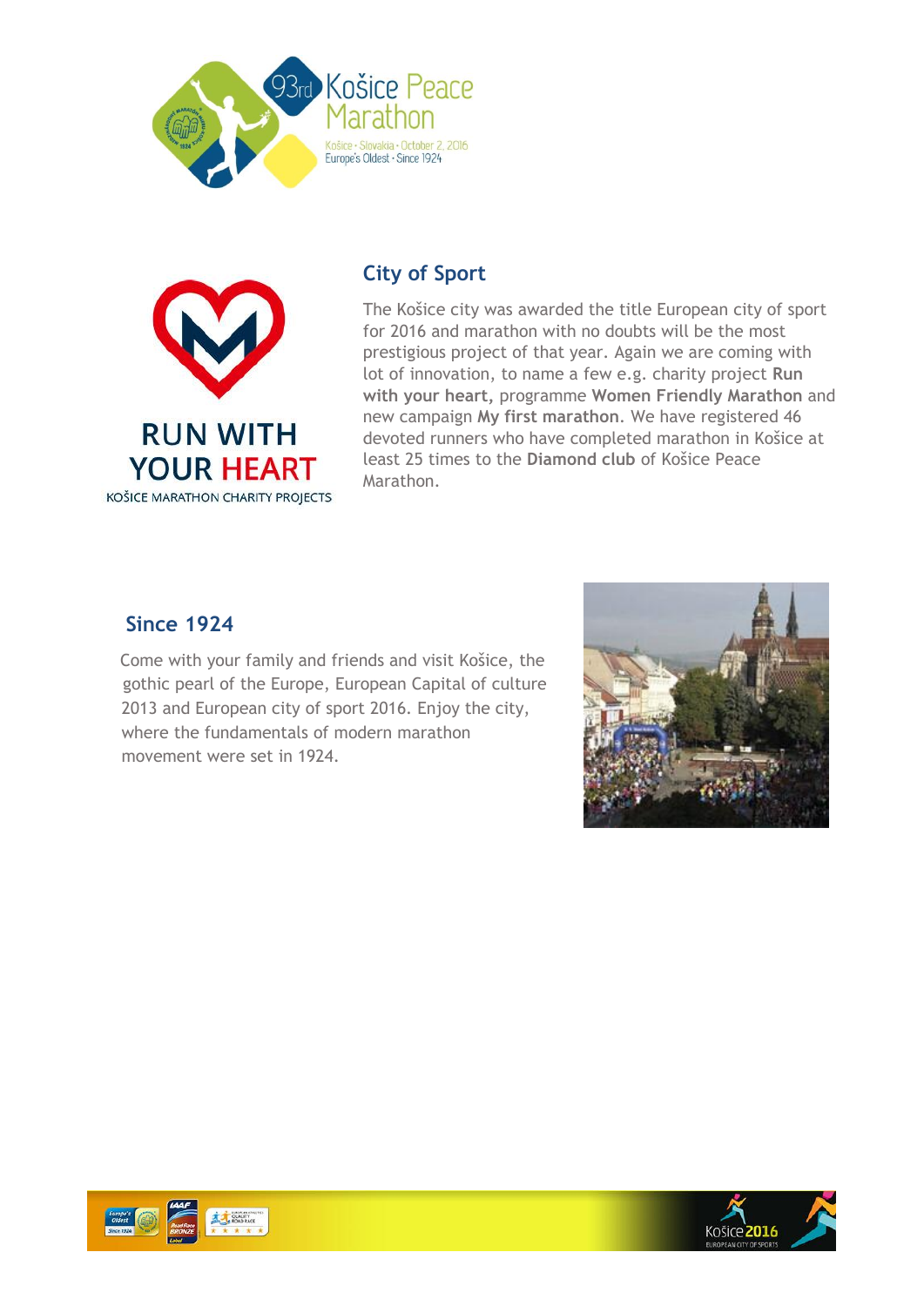93rd Košice Peace Marathon

Košice • Slovakia • October 2, 2016
Europe's Oldest • Since 1924

RUN WITH YOUR HEART

KOŠICE MARATHON CHARITY PROJECTS

## City of Sport

The Košice city was awarded the title European city of sport for 2016 and marathon with no doubts will be the most prestigious project of that year. Again we are coming with lot of innovation, to name a few e.g. charity project **Run with your heart,** programme **Women Friendly Marathon** and new campaign **My first marathon**. We have registered 46 devoted runners who have completed marathon in Košice at least 25 times to the **Diamond club** of Košice Peace Marathon.

## Since 1924

Come with your family and friends and visit Košice, the gothic pearl of the Europe, European Capital of culture 2013 and European city of sport 2016. Enjoy the city, where the fundamentals of modern marathon movement were set in 1924.